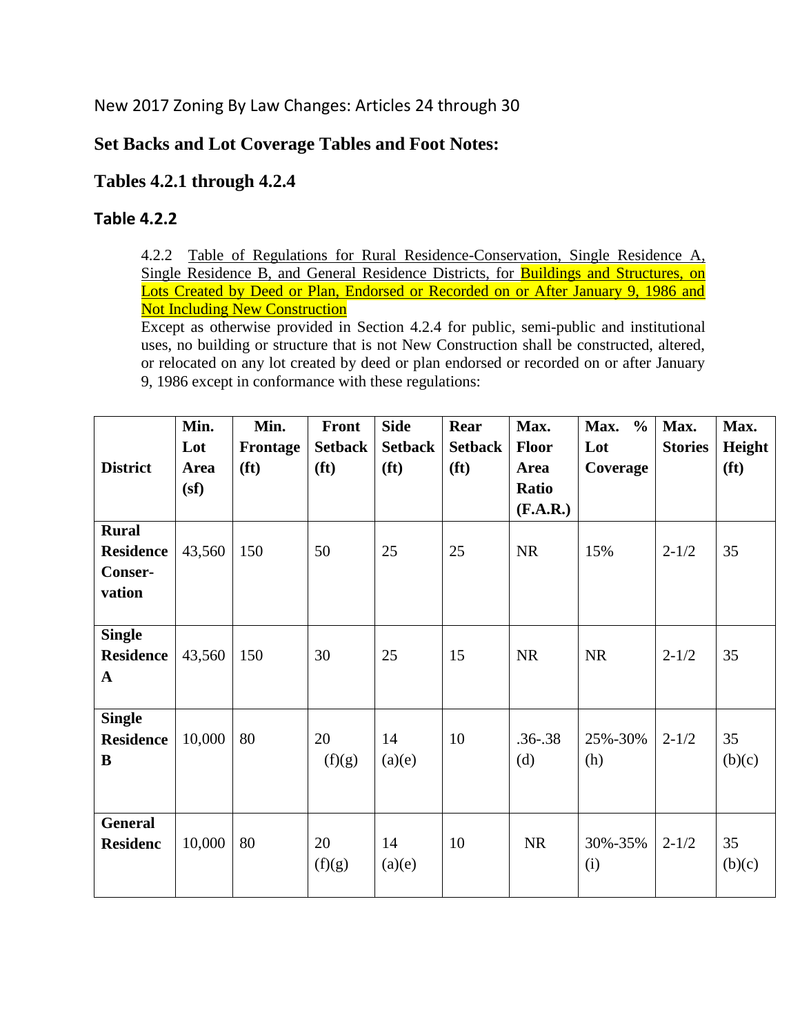New 2017 Zoning By Law Changes: Articles 24 through 30

## Set Backs and Lot Coverage Tables and Foot Notes:

## Tables 4.2.1 through 4.2.4

### Table 4.2.2

4.2.2 Table of Regulations for Rural Residence-Conservation, Single Residence A, Single Residence B, and General Residence Districts, for Buildings and Structures, on Lots Created by Deed or Plan, Endorsed or Recorded on or After January 9, 1986 and Not Including New Construction

Except as otherwise provided in Section 4.2.4 for public, semi-public and institutional uses, no building or structure that is not New Construction shall be constructed, altered, or relocated on any lot created by deed or plan endorsed or recorded on or after January 9, 1986 except in conformance with these regulations:

| District | Min. Lot Area (sf) | Min. Frontage (ft) | Front Setback (ft) | Side Setback (ft) | Rear Setback (ft) | Max. Floor Area Ratio (F.A.R.) | Max. % Lot Coverage | Max. Stories | Max. Height (ft) |
|---|---|---|---|---|---|---|---|---|---|
| **Rural Residence Conser-vation** | 43,560 | 150 | 50 | 25 | 25 | NR | 15% | 2-1/2 | 35 |
| **Single Residence A** | 43,560 | 150 | 30 | 25 | 15 | NR | NR | 2-1/2 | 35 |
| **Single Residence B** | 10,000 | 80 | 20 (f)(g) | 14 (a)(e) | 10 | .36-.38 (d) | 25%-30% (h) | 2-1/2 | 35 (b)(c) |
| **General Residenc** | 10,000 | 80 | 20 (f)(g) | 14 (a)(e) | 10 | NR | 30%-35% (i) | 2-1/2 | 35 (b)(c) |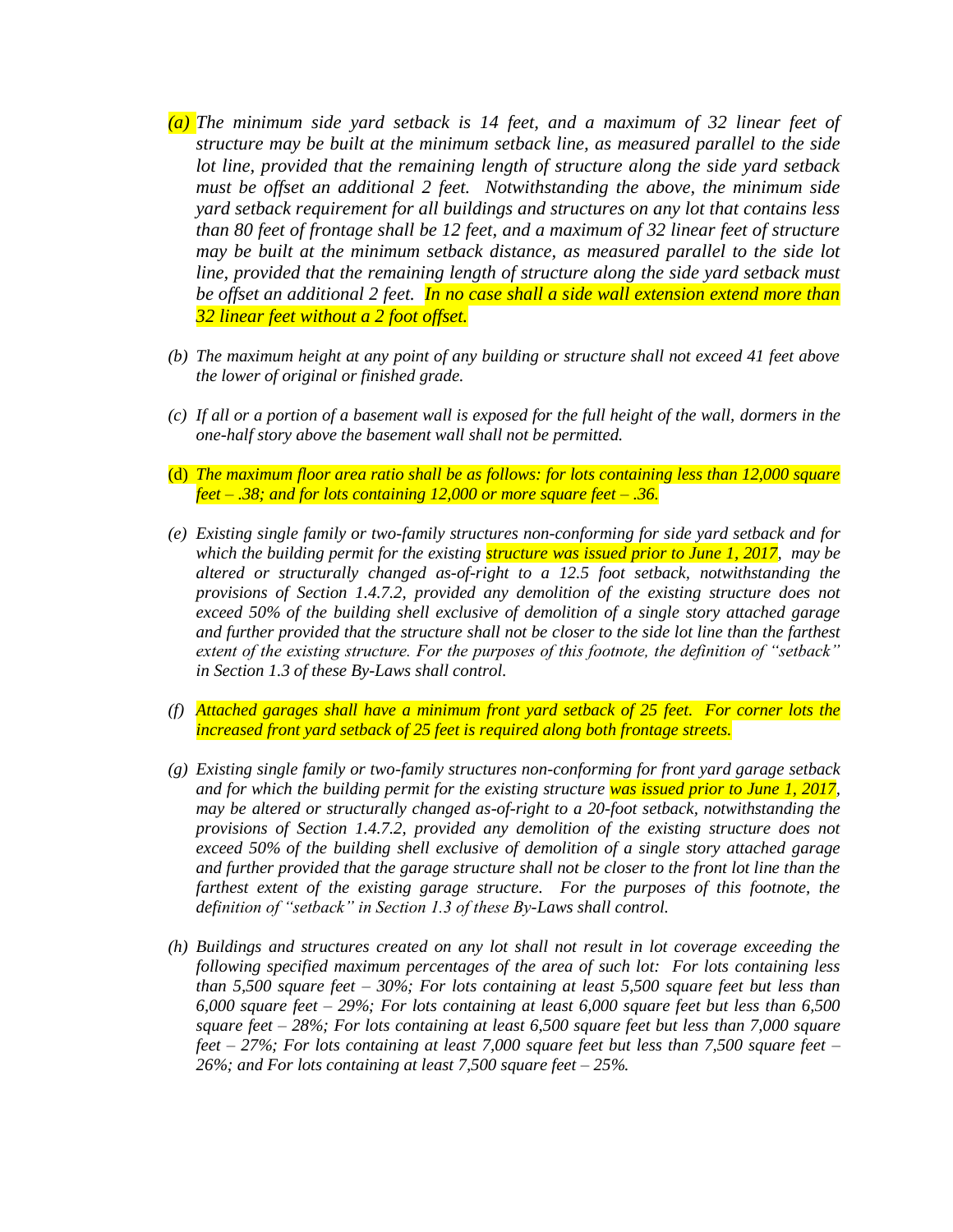*(a) The minimum side yard setback is 14 feet, and a maximum of 32 linear feet of structure may be built at the minimum setback line, as measured parallel to the side lot line, provided that the remaining length of structure along the side yard setback must be offset an additional 2 feet. Notwithstanding the above, the minimum side yard setback requirement for all buildings and structures on any lot that contains less than 80 feet of frontage shall be 12 feet, and a maximum of 32 linear feet of structure may be built at the minimum setback distance, as measured parallel to the side lot line, provided that the remaining length of structure along the side yard setback must be offset an additional 2 feet. In no case shall a side wall extension extend more than 32 linear feet without a 2 foot offset.*

*(b) The maximum height at any point of any building or structure shall not exceed 41 feet above the lower of original or finished grade.*

*(c) If all or a portion of a basement wall is exposed for the full height of the wall, dormers in the one-half story above the basement wall shall not be permitted.*

(d) *The maximum floor area ratio shall be as follows: for lots containing less than 12,000 square feet – .38; and for lots containing 12,000 or more square feet – .36.*

*(e) Existing single family or two-family structures non-conforming for side yard setback and for which the building permit for the existing structure was issued prior to June 1, 2017, may be altered or structurally changed as-of-right to a 12.5 foot setback, notwithstanding the provisions of Section 1.4.7.2, provided any demolition of the existing structure does not exceed 50% of the building shell exclusive of demolition of a single story attached garage and further provided that the structure shall not be closer to the side lot line than the farthest extent of the existing structure. For the purposes of this footnote, the definition of "setback" in Section 1.3 of these By-Laws shall control.*

*(f) Attached garages shall have a minimum front yard setback of 25 feet. For corner lots the increased front yard setback of 25 feet is required along both frontage streets.*

*(g) Existing single family or two-family structures non-conforming for front yard garage setback and for which the building permit for the existing structure was issued prior to June 1, 2017, may be altered or structurally changed as-of-right to a 20-foot setback, notwithstanding the provisions of Section 1.4.7.2, provided any demolition of the existing structure does not exceed 50% of the building shell exclusive of demolition of a single story attached garage and further provided that the garage structure shall not be closer to the front lot line than the farthest extent of the existing garage structure. For the purposes of this footnote, the definition of "setback" in Section 1.3 of these By-Laws shall control.*

*(h) Buildings and structures created on any lot shall not result in lot coverage exceeding the following specified maximum percentages of the area of such lot: For lots containing less than 5,500 square feet – 30%; For lots containing at least 5,500 square feet but less than 6,000 square feet – 29%; For lots containing at least 6,000 square feet but less than 6,500 square feet – 28%; For lots containing at least 6,500 square feet but less than 7,000 square feet – 27%; For lots containing at least 7,000 square feet but less than 7,500 square feet – 26%; and For lots containing at least 7,500 square feet – 25%.*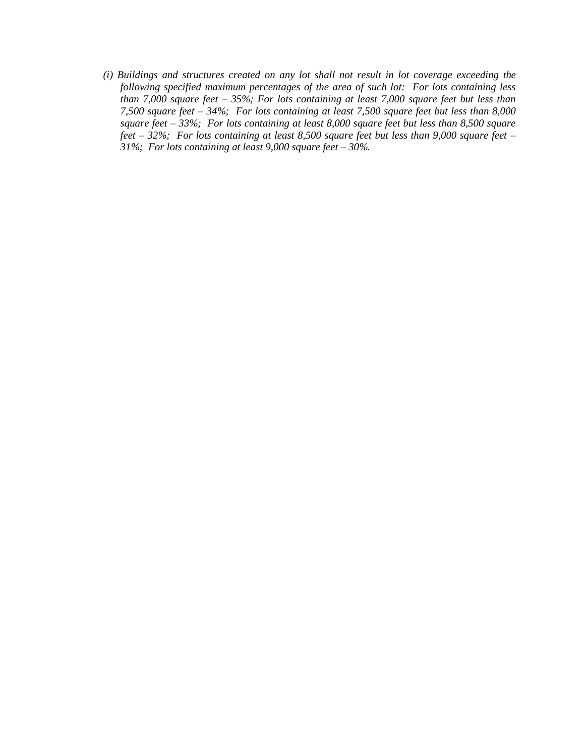*(i) Buildings and structures created on any lot shall not result in lot coverage exceeding the following specified maximum percentages of the area of such lot: For lots containing less than 7,000 square feet – 35%; For lots containing at least 7,000 square feet but less than 7,500 square feet – 34%; For lots containing at least 7,500 square feet but less than 8,000 square feet – 33%; For lots containing at least 8,000 square feet but less than 8,500 square feet – 32%; For lots containing at least 8,500 square feet but less than 9,000 square feet – 31%; For lots containing at least 9,000 square feet – 30%.*